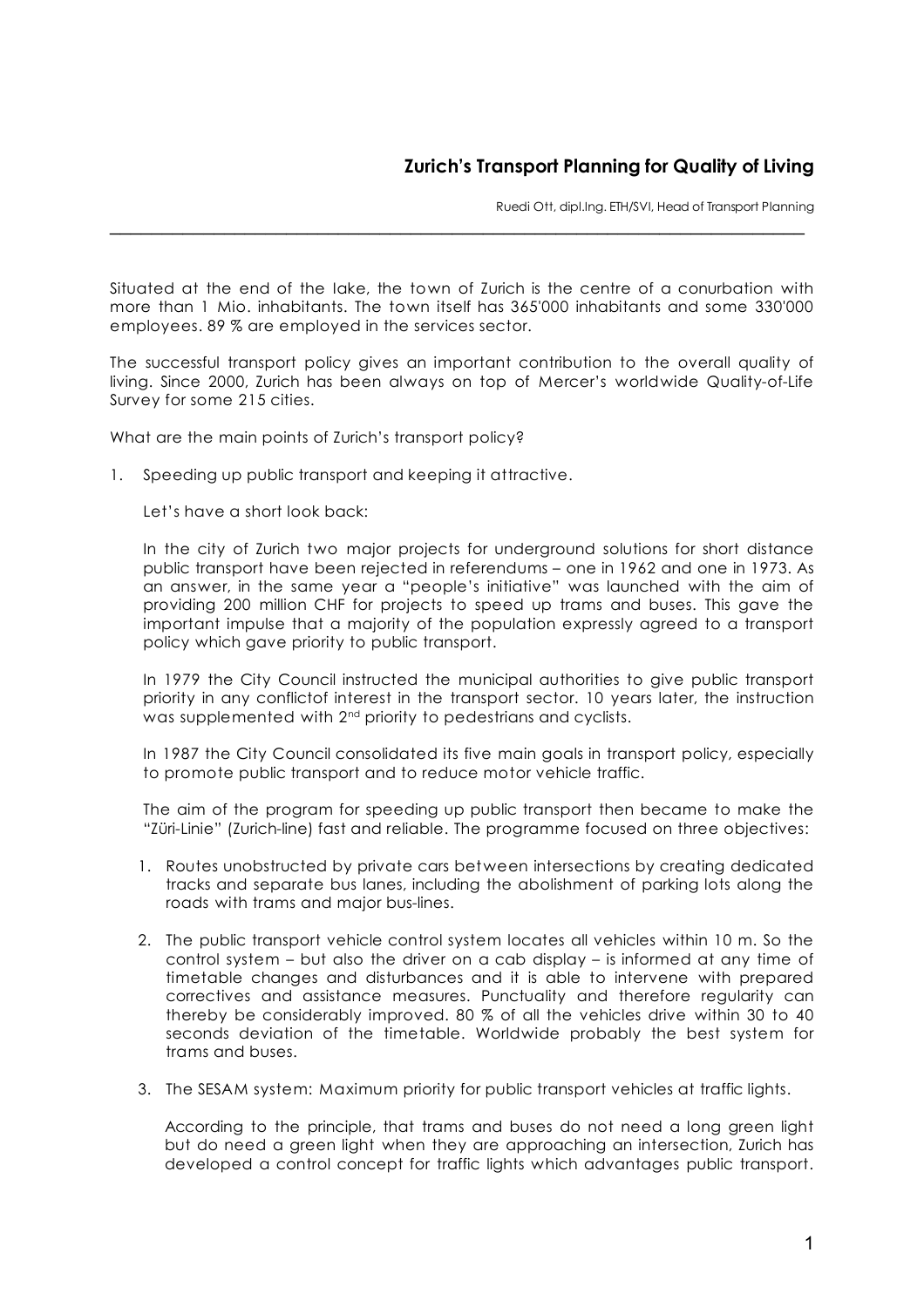# Zurich's Transport Planning for Quality of Living

Ruedi Ott, dipl.Ing. ETH/SVI, Head of Transport Planning

---

Situated at the end of the lake, the town of Zurich is the centre of a conurbation with more than 1 Mio. inhabitants. The town itself has 365'000 inhabitants and some 330'000 employees. 89 % are employed in the services sector.

The successful transport policy gives an important contribution to the overall quality of living. Since 2000, Zurich has been always on top of Mercer's worldwide Quality-of-Life Survey for some 215 cities.

What are the main points of Zurich's transport policy?

1. Speeding up public transport and keeping it attractive.

   Let's have a short look back:

   In the city of Zurich two major projects for underground solutions for short distance public transport have been rejected in referendums – one in 1962 and one in 1973. As an answer, in the same year a "people's initiative" was launched with the aim of providing 200 million CHF for projects to speed up trams and buses. This gave the important impulse that a majority of the population expressly agreed to a transport policy which gave priority to public transport.

   In 1979 the City Council instructed the municipal authorities to give public transport priority in any conflictof interest in the transport sector. 10 years later, the instruction was supplemented with 2nd priority to pedestrians and cyclists.

   In 1987 the City Council consolidated its five main goals in transport policy, especially to promote public transport and to reduce motor vehicle traffic.

   The aim of the program for speeding up public transport then became to make the "Züri-Linie" (Zurich-line) fast and reliable. The programme focused on three objectives:

   1. Routes unobstructed by private cars between intersections by creating dedicated tracks and separate bus lanes, including the abolishment of parking lots along the roads with trams and major bus-lines.

   2. The public transport vehicle control system locates all vehicles within 10 m. So the control system – but also the driver on a cab display – is informed at any time of timetable changes and disturbances and it is able to intervene with prepared correctives and assistance measures. Punctuality and therefore regularity can thereby be considerably improved. 80 % of all the vehicles drive within 30 to 40 seconds deviation of the timetable. Worldwide probably the best system for trams and buses.

   3. The SESAM system: Maximum priority for public transport vehicles at traffic lights.

      According to the principle, that trams and buses do not need a long green light but do need a green light when they are approaching an intersection, Zurich has developed a control concept for traffic lights which advantages public transport.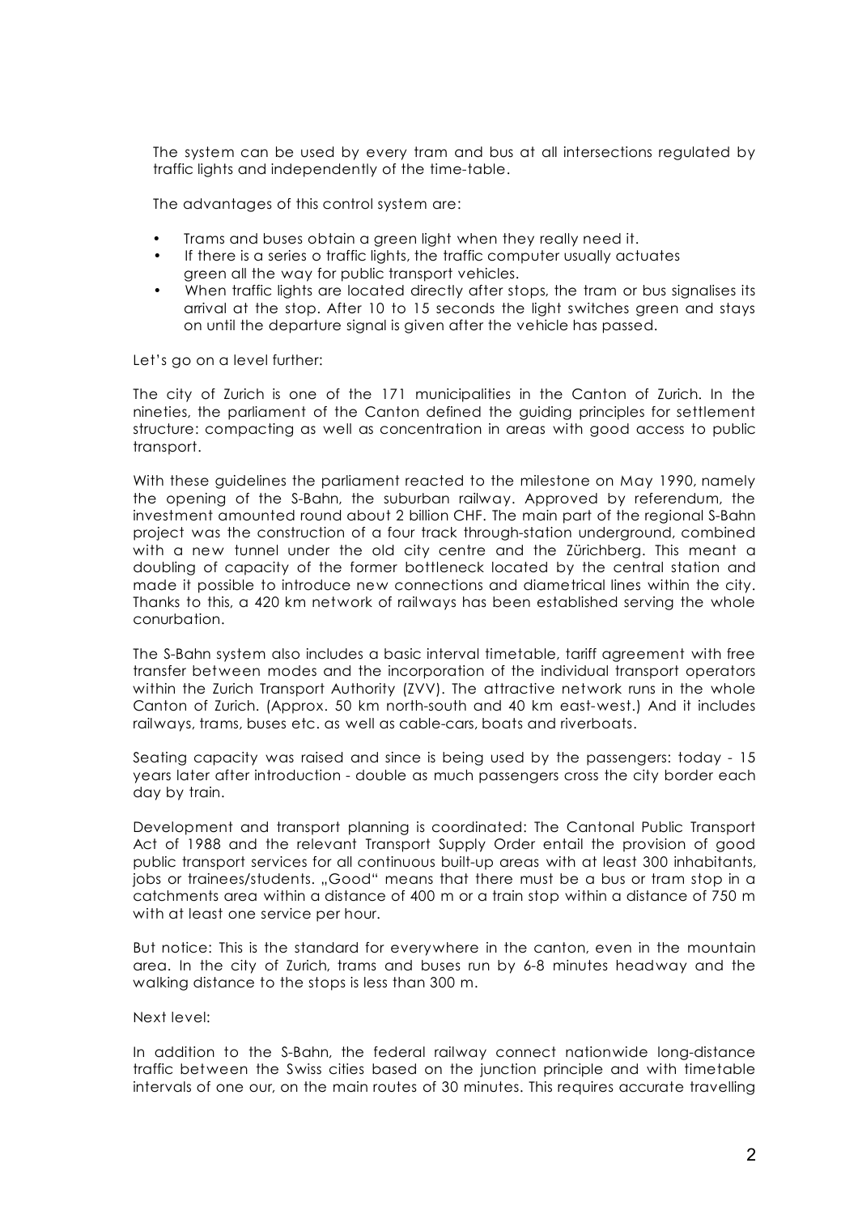The system can be used by every tram and bus at all intersections regulated by traffic lights and independently of the time-table.

The advantages of this control system are:

- Trams and buses obtain a green light when they really need it.
- If there is a series o traffic lights, the traffic computer usually actuates green all the way for public transport vehicles.
- When traffic lights are located directly after stops, the tram or bus signalises its arrival at the stop. After 10 to 15 seconds the light switches green and stays on until the departure signal is given after the vehicle has passed.

Let's go on a level further:

The city of Zurich is one of the 171 municipalities in the Canton of Zurich. In the nineties, the parliament of the Canton defined the guiding principles for settlement structure: compacting as well as concentration in areas with good access to public transport.

With these guidelines the parliament reacted to the milestone on May 1990, namely the opening of the S-Bahn, the suburban railway. Approved by referendum, the investment amounted round about 2 billion CHF. The main part of the regional S-Bahn project was the construction of a four track through-station underground, combined with a new tunnel under the old city centre and the Zürichberg. This meant a doubling of capacity of the former bottleneck located by the central station and made it possible to introduce new connections and diametrical lines within the city. Thanks to this, a 420 km network of railways has been established serving the whole conurbation.

The S-Bahn system also includes a basic interval timetable, tariff agreement with free transfer between modes and the incorporation of the individual transport operators within the Zurich Transport Authority (ZVV). The attractive network runs in the whole Canton of Zurich. (Approx. 50 km north-south and 40 km east-west.) And it includes railways, trams, buses etc. as well as cable-cars, boats and riverboats.

Seating capacity was raised and since is being used by the passengers: today - 15 years later after introduction - double as much passengers cross the city border each day by train.

Development and transport planning is coordinated: The Cantonal Public Transport Act of 1988 and the relevant Transport Supply Order entail the provision of good public transport services for all continuous built-up areas with at least 300 inhabitants, jobs or trainees/students. „Good" means that there must be a bus or tram stop in a catchments area within a distance of 400 m or a train stop within a distance of 750 m with at least one service per hour.

But notice: This is the standard for everywhere in the canton, even in the mountain area. In the city of Zurich, trams and buses run by 6-8 minutes headway and the walking distance to the stops is less than 300 m.

Next level:

In addition to the S-Bahn, the federal railway connect nationwide long-distance traffic between the Swiss cities based on the junction principle and with timetable intervals of one our, on the main routes of 30 minutes. This requires accurate travelling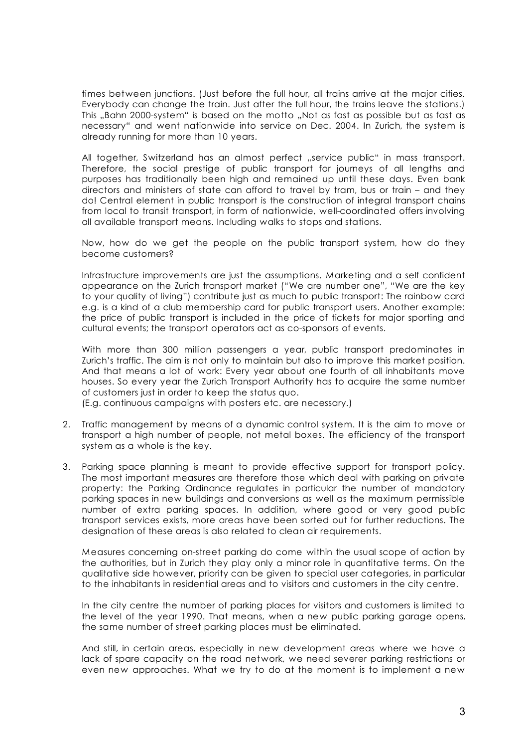times between junctions. (Just before the full hour, all trains arrive at the major cities. Everybody can change the train. Just after the full hour, the trains leave the stations.) This „Bahn 2000-system“ is based on the motto „Not as fast as possible but as fast as necessary“ and went nationwide into service on Dec. 2004. In Zurich, the system is already running for more than 10 years.

All together, Switzerland has an almost perfect „service public“ in mass transport. Therefore, the social prestige of public transport for journeys of all lengths and purposes has traditionally been high and remained up until these days. Even bank directors and ministers of state can afford to travel by tram, bus or train – and they do! Central element in public transport is the construction of integral transport chains from local to transit transport, in form of nationwide, well-coordinated offers involving all available transport means. Including walks to stops and stations.

Now, how do we get the people on the public transport system, how do they become customers?

Infrastructure improvements are just the assumptions. Marketing and a self confident appearance on the Zurich transport market ("We are number one", "We are the key to your quality of living") contribute just as much to public transport: The rainbow card e.g. is a kind of a club membership card for public transport users. Another example: the price of public transport is included in the price of tickets for major sporting and cultural events; the transport operators act as co-sponsors of events.

With more than 300 million passengers a year, public transport predominates in Zurich's traffic. The aim is not only to maintain but also to improve this market position. And that means a lot of work: Every year about one fourth of all inhabitants move houses. So every year the Zurich Transport Authority has to acquire the same number of customers just in order to keep the status quo.
(E.g. continuous campaigns with posters etc. are necessary.)

2. Traffic management by means of a dynamic control system. It is the aim to move or transport a high number of people, not metal boxes. The efficiency of the transport system as a whole is the key.

3. Parking space planning is meant to provide effective support for transport policy. The most important measures are therefore those which deal with parking on private property: the Parking Ordinance regulates in particular the number of mandatory parking spaces in new buildings and conversions as well as the maximum permissible number of extra parking spaces. In addition, where good or very good public transport services exists, more areas have been sorted out for further reductions. The designation of these areas is also related to clean air requirements.

   Measures concerning on-street parking do come within the usual scope of action by the authorities, but in Zurich they play only a minor role in quantitative terms. On the qualitative side however, priority can be given to special user categories, in particular to the inhabitants in residential areas and to visitors and customers in the city centre.

   In the city centre the number of parking places for visitors and customers is limited to the level of the year 1990. That means, when a new public parking garage opens, the same number of street parking places must be eliminated.

   And still, in certain areas, especially in new development areas where we have a lack of spare capacity on the road network, we need severer parking restrictions or even new approaches. What we try to do at the moment is to implement a new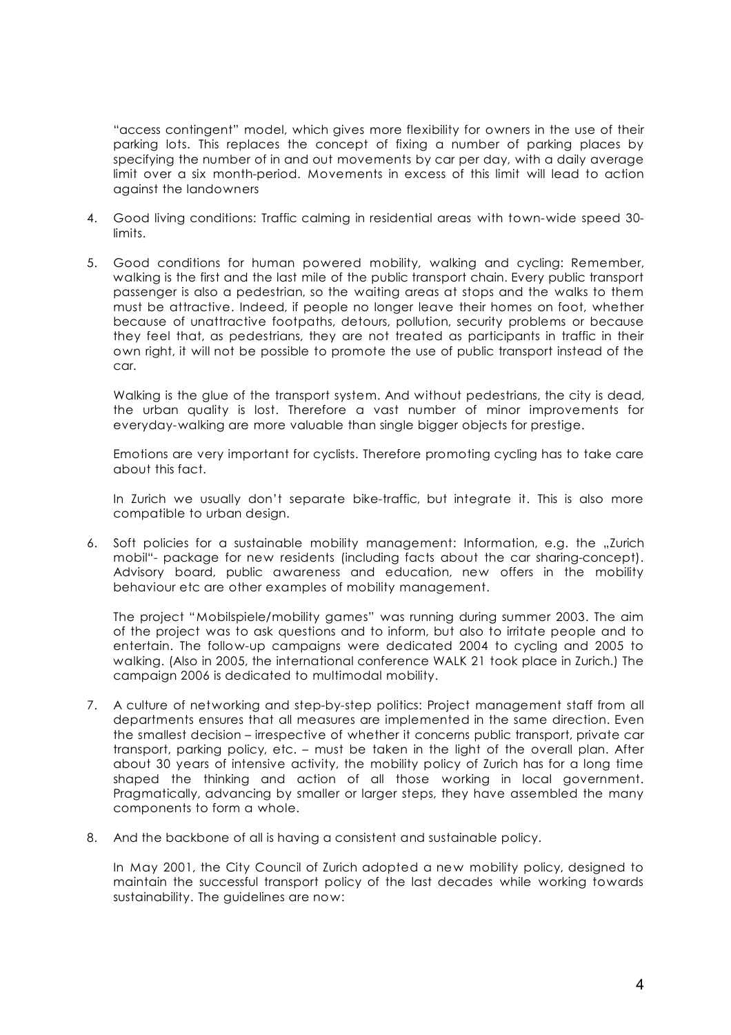"access contingent" model, which gives more flexibility for owners in the use of their parking lots. This replaces the concept of fixing a number of parking places by specifying the number of in and out movements by car per day, with a daily average limit over a six month-period. Movements in excess of this limit will lead to action against the landowners

4. Good living conditions: Traffic calming in residential areas with town-wide speed 30-limits.

5. Good conditions for human powered mobility, walking and cycling: Remember, walking is the first and the last mile of the public transport chain. Every public transport passenger is also a pedestrian, so the waiting areas at stops and the walks to them must be attractive. Indeed, if people no longer leave their homes on foot, whether because of unattractive footpaths, detours, pollution, security problems or because they feel that, as pedestrians, they are not treated as participants in traffic in their own right, it will not be possible to promote the use of public transport instead of the car.

   Walking is the glue of the transport system. And without pedestrians, the city is dead, the urban quality is lost. Therefore a vast number of minor improvements for everyday-walking are more valuable than single bigger objects for prestige.

   Emotions are very important for cyclists. Therefore promoting cycling has to take care about this fact.

   In Zurich we usually don't separate bike-traffic, but integrate it. This is also more compatible to urban design.

6. Soft policies for a sustainable mobility management: Information, e.g. the „Zurich mobil"- package for new residents (including facts about the car sharing-concept). Advisory board, public awareness and education, new offers in the mobility behaviour etc are other examples of mobility management.

   The project "Mobilspiele/mobility games" was running during summer 2003. The aim of the project was to ask questions and to inform, but also to irritate people and to entertain. The follow-up campaigns were dedicated 2004 to cycling and 2005 to walking. (Also in 2005, the international conference WALK 21 took place in Zurich.) The campaign 2006 is dedicated to multimodal mobility.

7. A culture of networking and step-by-step politics: Project management staff from all departments ensures that all measures are implemented in the same direction. Even the smallest decision – irrespective of whether it concerns public transport, private car transport, parking policy, etc. – must be taken in the light of the overall plan. After about 30 years of intensive activity, the mobility policy of Zurich has for a long time shaped the thinking and action of all those working in local government. Pragmatically, advancing by smaller or larger steps, they have assembled the many components to form a whole.

8. And the backbone of all is having a consistent and sustainable policy.

   In May 2001, the City Council of Zurich adopted a new mobility policy, designed to maintain the successful transport policy of the last decades while working towards sustainability. The guidelines are now: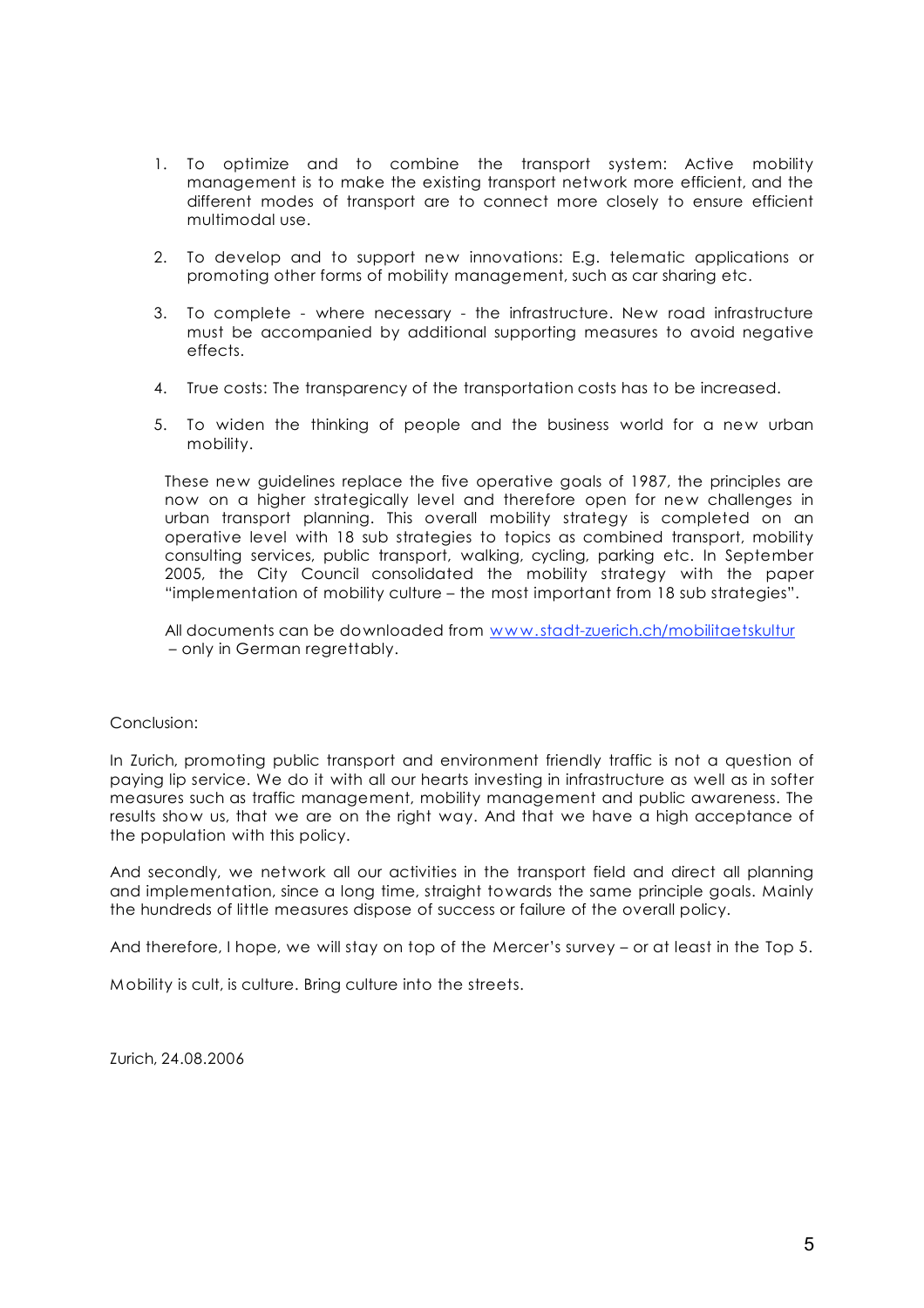1. To optimize and to combine the transport system: Active mobility management is to make the existing transport network more efficient, and the different modes of transport are to connect more closely to ensure efficient multimodal use.

2. To develop and to support new innovations: E.g. telematic applications or promoting other forms of mobility management, such as car sharing etc.

3. To complete - where necessary - the infrastructure. New road infrastructure must be accompanied by additional supporting measures to avoid negative effects.

4. True costs: The transparency of the transportation costs has to be increased.

5. To widen the thinking of people and the business world for a new urban mobility.

These new guidelines replace the five operative goals of 1987, the principles are now on a higher strategically level and therefore open for new challenges in urban transport planning. This overall mobility strategy is completed on an operative level with 18 sub strategies to topics as combined transport, mobility consulting services, public transport, walking, cycling, parking etc. In September 2005, the City Council consolidated the mobility strategy with the paper "implementation of mobility culture – the most important from 18 sub strategies".

All documents can be downloaded from [www.stadt-zuerich.ch/mobilitaetskultur](http://www.stadt-zuerich.ch/mobilitaetskultur) – only in German regrettably.

Conclusion:

In Zurich, promoting public transport and environment friendly traffic is not a question of paying lip service. We do it with all our hearts investing in infrastructure as well as in softer measures such as traffic management, mobility management and public awareness. The results show us, that we are on the right way. And that we have a high acceptance of the population with this policy.

And secondly, we network all our activities in the transport field and direct all planning and implementation, since a long time, straight towards the same principle goals. Mainly the hundreds of little measures dispose of success or failure of the overall policy.

And therefore, I hope, we will stay on top of the Mercer's survey – or at least in the Top 5.

Mobility is cult, is culture. Bring culture into the streets.

Zurich, 24.08.2006